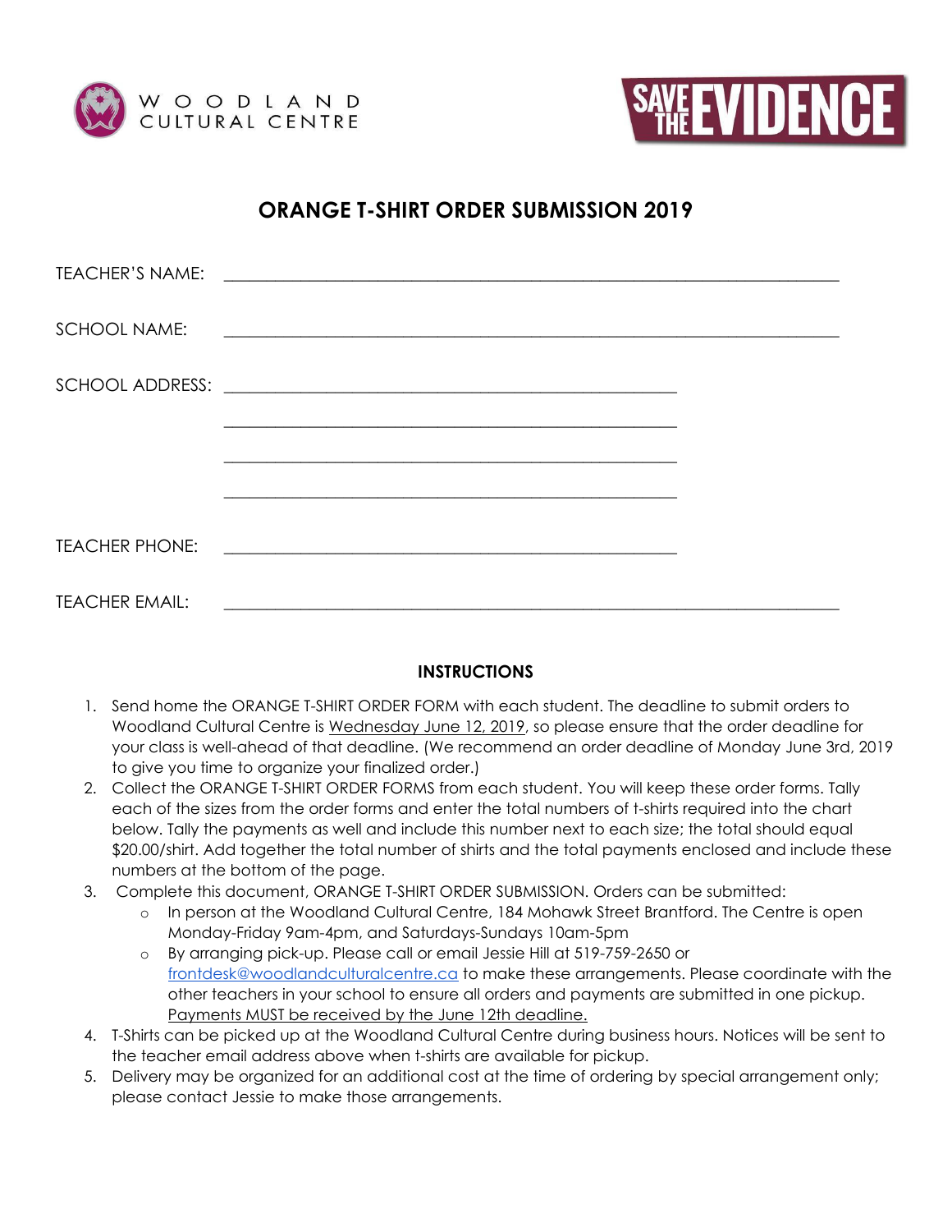WOODLAND CULTURAL CENTRE

SAVE THE EVIDENCE

# ORANGE T-SHIRT ORDER SUBMISSION 2019

TEACHER'S NAME: ______________________________________________

SCHOOL NAME: ______________________________________________

SCHOOL ADDRESS: ______________________________________________

______________________________________________

______________________________________________

______________________________________________

TEACHER PHONE: ______________________________________________

TEACHER EMAIL: ______________________________________________

## INSTRUCTIONS

1. Send home the ORANGE T-SHIRT ORDER FORM with each student. The deadline to submit orders to Woodland Cultural Centre is Wednesday June 12, 2019, so please ensure that the order deadline for your class is well-ahead of that deadline. (We recommend an order deadline of Monday June 3rd, 2019 to give you time to organize your finalized order.)
2. Collect the ORANGE T-SHIRT ORDER FORMS from each student. You will keep these order forms. Tally each of the sizes from the order forms and enter the total numbers of t-shirts required into the chart below. Tally the payments as well and include this number next to each size; the total should equal $20.00/shirt. Add together the total number of shirts and the total payments enclosed and include these numbers at the bottom of the page.
3. Complete this document, ORANGE T-SHIRT ORDER SUBMISSION. Orders can be submitted:
   - In person at the Woodland Cultural Centre, 184 Mohawk Street Brantford. The Centre is open Monday-Friday 9am-4pm, and Saturdays-Sundays 10am-5pm
   - By arranging pick-up. Please call or email Jessie Hill at 519-759-2650 or frontdesk@woodlandculturalcentre.ca to make these arrangements. Please coordinate with the other teachers in your school to ensure all orders and payments are submitted in one pickup. Payments MUST be received by the June 12th deadline.
4. T-Shirts can be picked up at the Woodland Cultural Centre during business hours. Notices will be sent to the teacher email address above when t-shirts are available for pickup.
5. Delivery may be organized for an additional cost at the time of ordering by special arrangement only; please contact Jessie to make those arrangements.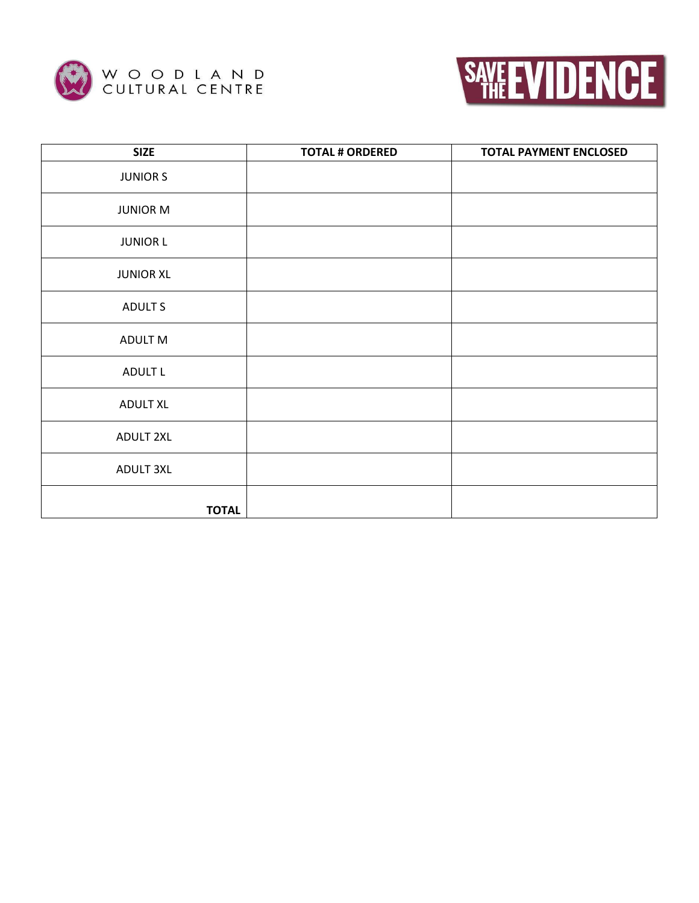WOODLAND CULTURAL CENTRE

SAVE THE EVIDENCE

| SIZE | TOTAL # ORDERED | TOTAL PAYMENT ENCLOSED |
| --- | --- | --- |
| JUNIOR S | | |
| JUNIOR M | | |
| JUNIOR L | | |
| JUNIOR XL | | |
| ADULT S | | |
| ADULT M | | |
| ADULT L | | |
| ADULT XL | | |
| ADULT 2XL | | |
| ADULT 3XL | | |
| **TOTAL** | | |